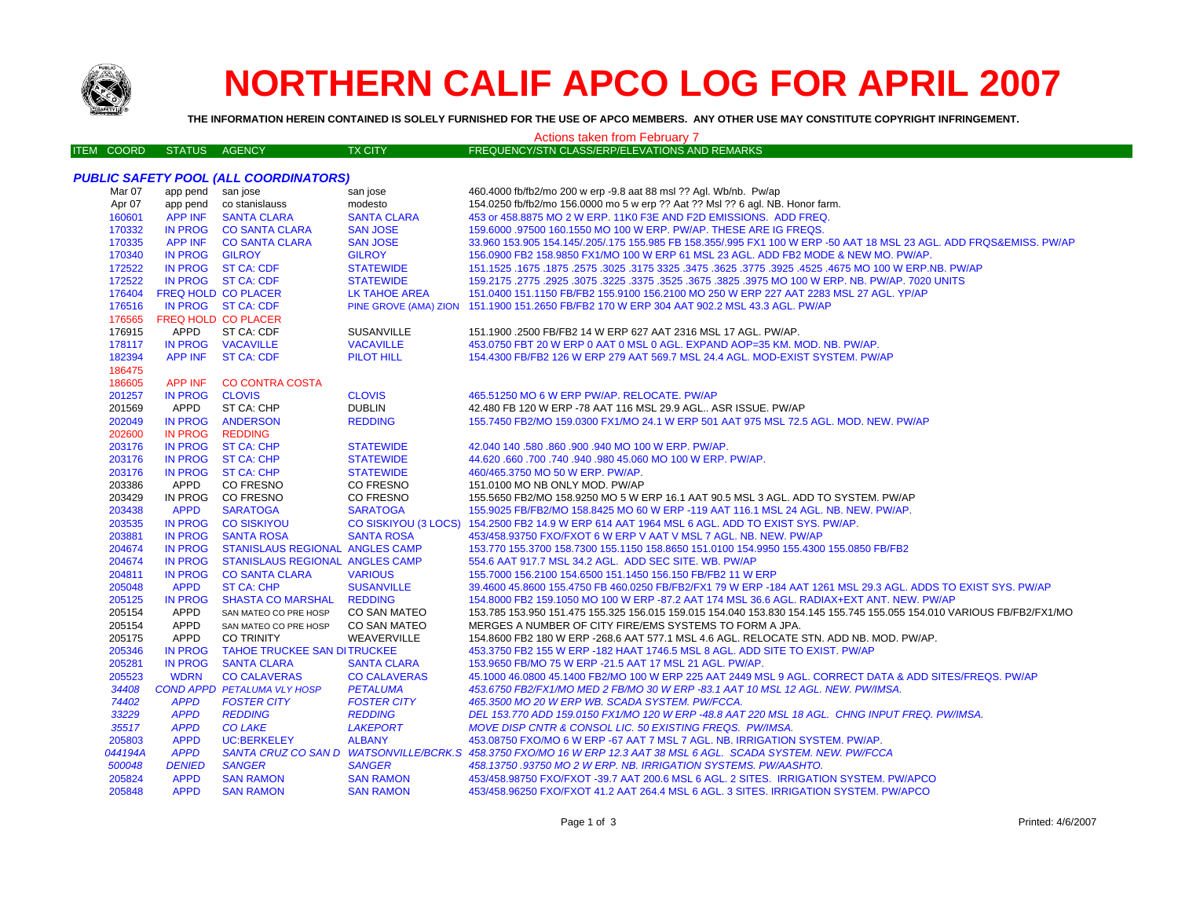# NORTHERN CALIF APCO LOG FOR APRIL 2007

**THE INFORMATION HEREIN CONTAINED IS SOLELY FURNISHED FOR THE USE OF APCO MEMBERS. ANY OTHER USE MAY CONSTITUTE COPYRIGHT INFRINGEMENT.**

Actions taken from February 7

| ITEM | COORD | STATUS | AGENCY | TX CITY | FREQUENCY/STN CLASS/ERP/ELEVATIONS AND REMARKS |
|---|---|---|---|---|---|

***PUBLIC SAFETY POOL (ALL COORDINATORS)***

| ITEM COORD | STATUS | AGENCY | TX CITY | FREQUENCY/STN CLASS/ERP/ELEVATIONS AND REMARKS |
|---|---|---|---|---|
| Mar 07 | app pend | san jose | san jose | 460.4000 fb/fb2/mo 200 w erp -9.8 aat 88 msl ?? Agl. Wb/nb. Pw/ap |
| Apr 07 | app pend | co stanislauss | modesto | 154.0250 fb/fb2/mo 156.0000 mo 5 w erp ?? Aat ?? Msl ?? 6 agl. NB. Honor farm. |
| 160601 | APP INF | SANTA CLARA | SANTA CLARA | 453 or 458.8875 MO 2 W ERP. 11K0 F3E AND F2D EMISSIONS. ADD FREQ. |
| 170332 | IN PROG | CO SANTA CLARA | SAN JOSE | 159.6000 .97500 160.1550 MO 100 W ERP. PW/AP. THESE ARE IG FREQS. |
| 170335 | APP INF | CO SANTA CLARA | SAN JOSE | 33.960 153.905 154.145/.205/.175 155.985 FB 158.355/.995 FX1 100 W ERP -50 AAT 18 MSL 23 AGL. ADD FRQS&EMISS. PW/AP |
| 170340 | IN PROG | GILROY | GILROY | 156.0900 FB2 158.9850 FX1/MO 100 W ERP 61 MSL 23 AGL. ADD FB2 MODE & NEW MO. PW/AP. |
| 172522 | IN PROG | ST CA: CDF | STATEWIDE | 151.1525 .1675 .1875 .2575 .3025 .3175 3325 .3475 .3625 .3775 .3925 .4525 .4675 MO 100 W ERP.NB. PW/AP |
| 172522 | IN PROG | ST CA: CDF | STATEWIDE | 159.2175 .2775 .2925 .3075 .3225 .3375 .3525 .3675 .3825 .3975 MO 100 W ERP. NB. PW/AP. 7020 UNITS |
| 176404 | FREQ HOLD | CO PLACER | LK TAHOE AREA | 151.0400 151.1150 FB/FB2 155.9100 156.2100 MO 250 W ERP 227 AAT 2283 MSL 27 AGL. YP/AP |
| 176516 | IN PROG | ST CA: CDF | PINE GROVE (AMA) ZION | 151.1900 151.2650 FB/FB2 170 W ERP 304 AAT 902.2 MSL 43.3 AGL. PW/AP |
| 176565 | FREQ HOLD | CO PLACER | | |
| 176915 | APPD | ST CA: CDF | SUSANVILLE | 151.1900 .2500 FB/FB2 14 W ERP 627 AAT 2316 MSL 17 AGL. PW/AP. |
| 178117 | IN PROG | VACAVILLE | VACAVILLE | 453.0750 FBT 20 W ERP 0 AAT 0 MSL 0 AGL. EXPAND AOP=35 KM. MOD. NB. PW/AP. |
| 182394 | APP INF | ST CA: CDF | PILOT HILL | 154.4300 FB/FB2 126 W ERP 279 AAT 569.7 MSL 24.4 AGL. MOD-EXIST SYSTEM. PW/AP |
| 186475 | | | | |
| 186605 | APP INF | CO CONTRA COSTA | | |
| 201257 | IN PROG | CLOVIS | CLOVIS | 465.51250 MO 6 W ERP PW/AP. RELOCATE. PW/AP |
| 201569 | APPD | ST CA: CHP | DUBLIN | 42.480 FB 120 W ERP -78 AAT 116 MSL 29.9 AGL.. ASR ISSUE. PW/AP |
| 202049 | IN PROG | ANDERSON | REDDING | 155.7450 FB2/MO 159.0300 FX1/MO 24.1 W ERP 501 AAT 975 MSL 72.5 AGL. MOD. NEW. PW/AP |
| 202600 | IN PROG | REDDING | | |
| 203176 | IN PROG | ST CA: CHP | STATEWIDE | 42.040 140 .580 .860 .900 .940 MO 100 W ERP. PW/AP. |
| 203176 | IN PROG | ST CA: CHP | STATEWIDE | 44.620 .660 .700 .740 .940 .980 45.060 MO 100 W ERP. PW/AP. |
| 203176 | IN PROG | ST CA: CHP | STATEWIDE | 460/465.3750 MO 50 W ERP. PW/AP. |
| 203386 | APPD | CO FRESNO | CO FRESNO | 151.0100 MO NB ONLY MOD. PW/AP |
| 203429 | IN PROG | CO FRESNO | CO FRESNO | 155.5650 FB2/MO 158.9250 MO 5 W ERP 16.1 AAT 90.5 MSL 3 AGL. ADD TO SYSTEM. PW/AP |
| 203438 | APPD | SARATOGA | SARATOGA | 155.9025 FB/FB2/MO 158.8425 MO 60 W ERP -119 AAT 116.1 MSL 24 AGL. NB. NEW. PW/AP. |
| 203535 | IN PROG | CO SISKIYOU | CO SISKIYOU (3 LOCS) | 154.2500 FB2 14.9 W ERP 614 AAT 1964 MSL 6 AGL. ADD TO EXIST SYS. PW/AP. |
| 203881 | IN PROG | SANTA ROSA | SANTA ROSA | 453/458.93750 FXO/FXOT 6 W ERP V AAT V MSL 7 AGL. NB. NEW. PW/AP |
| 204674 | IN PROG | STANISLAUS REGIONAL | ANGLES CAMP | 153.770 155.3700 158.7300 155.1150 158.8650 151.0100 154.9950 155.4300 155.0850 FB/FB2 |
| 204674 | IN PROG | STANISLAUS REGIONAL | ANGLES CAMP | 554.6 AAT 917.7 MSL 34.2 AGL. ADD SEC SITE. WB. PW/AP |
| 204811 | IN PROG | CO SANTA CLARA | VARIOUS | 155.7000 156.2100 154.6500 151.1450 156.150 FB/FB2 11 W ERP |
| 205048 | APPD | ST CA: CHP | SUSANVILLE | 39.4600 45.8600 155.4750 FB 460.0250 FB/FB2/FX1 79 W ERP -184 AAT 1261 MSL 29.3 AGL. ADDS TO EXIST SYS. PW/AP |
| 205125 | IN PROG | SHASTA CO MARSHAL | REDDING | 154.8000 FB2 159.1050 MO 100 W ERP -87.2 AAT 174 MSL 36.6 AGL. RADIAX+EXT ANT. NEW. PW/AP |
| 205154 | APPD | SAN MATEO CO PRE HOSP | CO SAN MATEO | 153.785 153.950 151.475 155.325 156.015 159.015 154.040 153.830 154.145 155.745 155.055 154.010 VARIOUS FB/FB2/FX1/MO |
| 205154 | APPD | SAN MATEO CO PRE HOSP | CO SAN MATEO | MERGES A NUMBER OF CITY FIRE/EMS SYSTEMS TO FORM A JPA. |
| 205175 | APPD | CO TRINITY | WEAVERVILLE | 154.8600 FB2 180 W ERP -268.6 AAT 577.1 MSL 4.6 AGL. RELOCATE STN. ADD NB. MOD. PW/AP. |
| 205346 | IN PROG | TAHOE TRUCKEE SAN DI | TRUCKEE | 453.3750 FB2 155 W ERP -182 HAAT 1746.5 MSL 8 AGL. ADD SITE TO EXIST. PW/AP |
| 205281 | IN PROG | SANTA CLARA | SANTA CLARA | 153.9650 FB/MO 75 W ERP -21.5 AAT 17 MSL 21 AGL. PW/AP. |
| 205523 | WDRN | CO CALAVERAS | CO CALAVERAS | 45.1000 46.0800 45.1400 FB2/MO 100 W ERP 225 AAT 2449 MSL 9 AGL. CORRECT DATA & ADD SITES/FREQS. PW/AP |
| *34408* | *COND APPD* | *PETALUMA VLY HOSP* | *PETALUMA* | *453.6750 FB2/FX1/MO MED 2 FB/MO 30 W ERP -83.1 AAT 10 MSL 12 AGL. NEW. PW/IMSA.* |
| *74402* | *APPD* | *FOSTER CITY* | *FOSTER CITY* | *465.3500 MO 20 W ERP WB. SCADA SYSTEM. PW/FCCA.* |
| *33229* | *APPD* | *REDDING* | *REDDING* | *DEL 153.770 ADD 159.0150 FX1/MO 120 W ERP -48.8 AAT 220 MSL 18 AGL. CHNG INPUT FREQ. PW/IMSA.* |
| *35517* | *APPD* | *CO LAKE* | *LAKEPORT* | *MOVE DISP CNTR & CONSOL LIC. 50 EXISTING FREQS. PW/IMSA.* |
| 205803 | APPD | UC:BERKELEY | ALBANY | 453.08750 FXO/MO 6 W ERP -67 AAT 7 MSL 7 AGL. NB. IRRIGATION SYSTEM. PW/AP. |
| *044194A* | *APPD* | *SANTA CRUZ CO SAN D* | *WATSONVILLE/BCRK.S* | *458.3750 FXO/MO 16 W ERP 12.3 AAT 38 MSL 6 AGL. SCADA SYSTEM. NEW. PW/FCCA* |
| *500048* | *DENIED* | *SANGER* | *SANGER* | *458.13750 .93750 MO 2 W ERP. NB. IRRIGATION SYSTEMS. PW/AASHTO.* |
| 205824 | APPD | SAN RAMON | SAN RAMON | 453/458.98750 FXO/FXOT -39.7 AAT 200.6 MSL 6 AGL. 2 SITES. IRRIGATION SYSTEM. PW/APCO |
| 205848 | APPD | SAN RAMON | SAN RAMON | 453/458.96250 FXO/FXOT 41.2 AAT 264.4 MSL 6 AGL. 3 SITES. IRRIGATION SYSTEM. PW/APCO |

Printed: 4/6/2007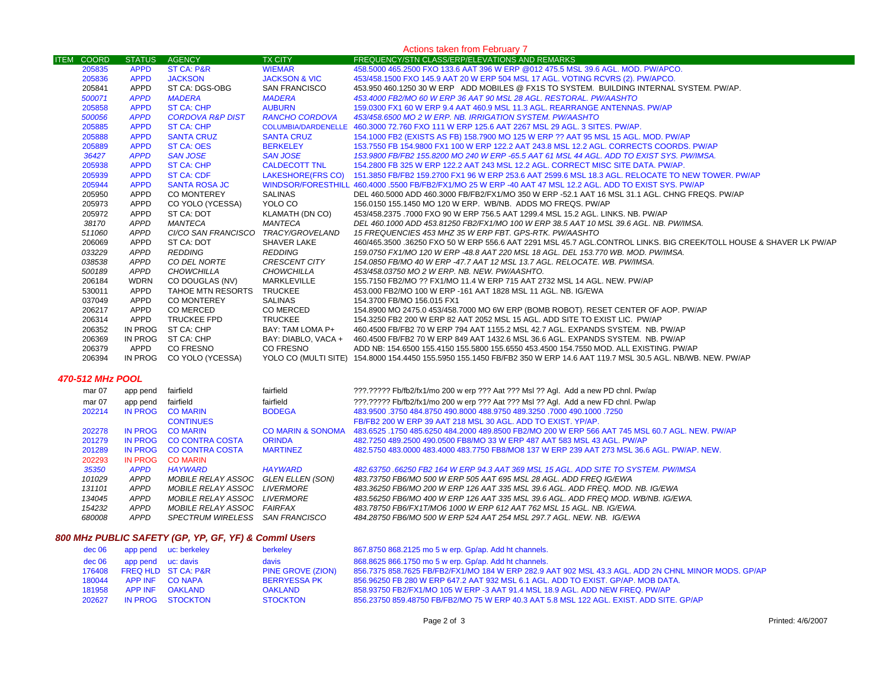## Actions taken from February 7

| ITEM | COORD | STATUS | AGENCY | TX CITY | FREQUENCY/STN CLASS/ERP/ELEVATIONS AND REMARKS |
|---|---|---|---|---|---|
| | 205835 | APPD | ST CA: P&R | WIEMAR | 458.5000 465.2500 FXO 133.6 AAT 396 W ERP @012 475.5 MSL 39.6 AGL. MOD. PW/APCO. |
| | 205836 | APPD | JACKSON | JACKSON & VIC | 453/458.1500 FXO 145.9 AAT 20 W ERP 504 MSL 17 AGL. VOTING RCVRS (2). PW/APCO. |
| | 205841 | APPD | ST CA: DGS-OBG | SAN FRANCISCO | 453.950 460.1250 30 W ERP ADD MOBILES @ FX1S TO SYSTEM. BUILDING INTERNAL SYSTEM. PW/AP. |
| | *500071* | *APPD* | *MADERA* | *MADERA* | *453.4000 FB2/MO 60 W ERP 36 AAT 90 MSL 28 AGL. RESTORAL. PW/AASHTO* |
| | 205858 | APPD | ST CA: CHP | AUBURN | 159.0300 FX1 60 W ERP 9.4 AAT 460.9 MSL 11.3 AGL. REARRANGE ANTENNAS. PW/AP |
| | *500056* | *APPD* | *CORDOVA R&P DIST* | *RANCHO CORDOVA* | *453/458.6500 MO 2 W ERP. NB. IRRIGATION SYSTEM. PW/AASHTO* |
| | 205885 | APPD | ST CA: CHP | COLUMBIA/DARDENELLE | 460.3000 72.760 FXO 111 W ERP 125.6 AAT 2267 MSL 29 AGL. 3 SITES. PW/AP. |
| | 205888 | APPD | SANTA CRUZ | SANTA CRUZ | 154.1000 FB2 (EXISTS AS FB) 158.7900 MO 125 W ERP ?? AAT 95 MSL 15 AGL. MOD. PW/AP |
| | 205889 | APPD | ST CA: OES | BERKELEY | 153.7550 FB 154.9800 FX1 100 W ERP 122.2 AAT 243.8 MSL 12.2 AGL. CORRECTS COORDS. PW/AP |
| | *36427* | *APPD* | *SAN JOSE* | *SAN JOSE* | *153.9800 FB/FB2 155.8200 MO 240 W ERP -65.5 AAT 61 MSL 44 AGL. ADD TO EXIST SYS. PW/IMSA.* |
| | 205938 | APPD | ST CA: CHP | CALDECOTT TNL | 154.2800 FB 325 W ERP 122.2 AAT 243 MSL 12.2 AGL. CORRECT MISC SITE DATA. PW/AP. |
| | 205939 | APPD | ST CA: CDF | LAKESHORE(FRS CO) | 151.3850 FB/FB2 159.2700 FX1 96 W ERP 253.6 AAT 2599.6 MSL 18.3 AGL. RELOCATE TO NEW TOWER. PW/AP |
| | 205944 | APPD | SANTA ROSA JC | WINDSOR/FORESTHILL | 460.4000 .5500 FB/FB2/FX1/MO 25 W ERP -40 AAT 47 MSL 12.2 AGL. ADD TO EXIST SYS. PW/AP |
| | 205950 | APPD | CO MONTEREY | SALINAS | DEL 460.5000 ADD 460.3000 FB/FB2/FX1/MO 350 W ERP -52.1 AAT 16 MSL 31.1 AGL. CHNG FREQS. PW/AP |
| | 205973 | APPD | CO YOLO (YCESSA) | YOLO CO | 156.0150 155.1450 MO 120 W ERP. WB/NB. ADDS MO FREQS. PW/AP |
| | 205972 | APPD | ST CA: DOT | KLAMATH (DN CO) | 453/458.2375 .7000 FXO 90 W ERP 756.5 AAT 1299.4 MSL 15.2 AGL. LINKS. NB. PW/AP |
| | *38170* | *APPD* | *MANTECA* | *MANTECA* | *DEL 460.1000 ADD 453.81250 FB2/FX1/MO 100 W ERP 38.5 AAT 10 MSL 39.6 AGL. NB. PW/IMSA.* |
| | *511060* | *APPD* | *CI/CO SAN FRANCISCO* | *TRACY/GROVELAND* | *15 FREQUENCIES 453 MHZ 35 W ERP FBT. GPS-RTK. PW/AASHTO* |
| | 206069 | APPD | ST CA: DOT | SHAVER LAKE | 460/465.3500 .36250 FXO 50 W ERP 556.6 AAT 2291 MSL 45.7 AGL.CONTROL LINKS. BIG CREEK/TOLL HOUSE & SHAVER LK PW/AP |
| | *033229* | *APPD* | *REDDING* | *REDDING* | *159.0750 FX1/MO 120 W ERP -48.8 AAT 220 MSL 18 AGL. DEL 153.770 WB. MOD. PW/IMSA.* |
| | *038538* | *APPD* | *CO DEL NORTE* | *CRESCENT CITY* | *154.0850 FB/MO 40 W ERP -47.7 AAT 12 MSL 13.7 AGL. RELOCATE. WB. PW/IMSA.* |
| | *500189* | *APPD* | *CHOWCHILLA* | *CHOWCHILLA* | *453/458.03750 MO 2 W ERP. NB. NEW. PW/AASHTO.* |
| | 206184 | WDRN | CO DOUGLAS (NV) | MARKLEVILLE | 155.7150 FB2/MO ?? FX1/MO 11.4 W ERP 715 AAT 2732 MSL 14 AGL. NEW. PW/AP |
| | 530011 | APPD | TAHOE MTN RESORTS | TRUCKEE | 453.000 FB2/MO 100 W ERP -161 AAT 1828 MSL 11 AGL. NB. IG/EWA |
| | 037049 | APPD | CO MONTEREY | SALINAS | 154.3700 FB/MO 156.015 FX1 |
| | 206217 | APPD | CO MERCED | CO MERCED | 154.8900 MO 2475.0 453/458.7000 MO 6W ERP (BOMB ROBOT). RESET CENTER OF AOP. PW/AP |
| | 206314 | APPD | TRUCKEE FPD | TRUCKEE | 154.3250 FB2 200 W ERP 82 AAT 2052 MSL 15 AGL. ADD SITE TO EXIST LIC. PW/AP |
| | 206352 | IN PROG | ST CA: CHP | BAY: TAM LOMA P+ | 460.4500 FB/FB2 70 W ERP 794 AAT 1155.2 MSL 42.7 AGL. EXPANDS SYSTEM. NB. PW/AP |
| | 206369 | IN PROG | ST CA: CHP | BAY: DIABLO, VACA + | 460.4500 FB/FB2 70 W ERP 849 AAT 1432.6 MSL 36.6 AGL. EXPANDS SYSTEM. NB. PW/AP |
| | 206379 | APPD | CO FRESNO | CO FRESNO | ADD NB: 154.6500 155.4150 155.5800 155.6550 453.4500 154.7550 MOD. ALL EXISTING. PW/AP |
| | 206394 | IN PROG | CO YOLO (YCESSA) | YOLO CO (MULTI SITE) | 154.8000 154.4450 155.5950 155.1450 FB/FB2 350 W ERP 14.6 AAT 119.7 MSL 30.5 AGL. NB/WB. NEW. PW/AP |

### *470-512 MHz POOL*

| ITEM | COORD | STATUS | AGENCY | TX CITY | FREQUENCY/STN CLASS/ERP/ELEVATIONS AND REMARKS |
|---|---|---|---|---|---|
| | mar 07 | app pend | fairfield | fairfield | ???.????? Fb/fb2/fx1/mo 200 w erp ??? Aat ??? Msl ?? Agl. Add a new PD chnl. Pw/ap |
| | mar 07 | app pend | fairfield | fairfield | ???.????? Fb/fb2/fx1/mo 200 w erp ??? Aat ??? Msl ?? Agl. Add a new FD chnl. Pw/ap |
| | 202214 | IN PROG | CO MARIN | BODEGA | 483.9500 .3750 484.8750 490.8000 488.9750 489.3250 .7000 490.1000 .7250 |
| | | | CONTINUES | | FB/FB2 200 W ERP 39 AAT 218 MSL 30 AGL. ADD TO EXIST. YP/AP. |
| | 202278 | IN PROG | CO MARIN | CO MARIN & SONOMA | 483.6525 .1750 485.6250 484.2000 489.8500 FB2/MO 200 W ERP 566 AAT 745 MSL 60.7 AGL. NEW. PW/AP |
| | 201279 | IN PROG | CO CONTRA COSTA | ORINDA | 482.7250 489.2500 490.0500 FB8/MO 33 W ERP 487 AAT 583 MSL 43 AGL. PW/AP |
| | 201289 | IN PROG | CO CONTRA COSTA | MARTINEZ | 482.5750 483.0000 483.4000 483.7750 FB8/MO 137 W ERP 239 AAT 273 MSL 36.6 AGL. PW/AP. NEW. |
| | 202293 | IN PROG | CO MARIN | | |
| | *35350* | *APPD* | *HAYWARD* | *HAYWARD* | *482.63750 .66250 FB2 164 W ERP 94.3 AAT 369 MSL 15 AGL. ADD SITE TO SYSTEM. PW/IMSA* |
| | *101029* | *APPD* | *MOBILE RELAY ASSOC* | *GLEN ELLEN (SON)* | *483.73750 FB6/MO 500 W ERP 505 AAT 695 MSL 28 AGL. ADD FREQ IG/EWA* |
| | *131101* | *APPD* | *MOBILE RELAY ASSOC* | *LIVERMORE* | *483.36250 FB6/MO 200 W ERP 126 AAT 335 MSL 39.6 AGL. ADD FREQ. MOD. NB. IG/EWA* |
| | *134045* | *APPD* | *MOBILE RELAY ASSOC* | *LIVERMORE* | *483.56250 FB6/MO 400 W ERP 126 AAT 335 MSL 39.6 AGL. ADD FREQ MOD. WB/NB. IG/EWA.* |
| | *154232* | *APPD* | *MOBILE RELAY ASSOC* | *FAIRFAX* | *483.78750 FB6/FX1T/MO6 1000 W ERP 612 AAT 762 MSL 15 AGL. NB. IG/EWA.* |
| | *680008* | *APPD* | *SPECTRUM WIRELESS* | *SAN FRANCISCO* | *484.28750 FB6/MO 500 W ERP 524 AAT 254 MSL 297.7 AGL. NEW. NB. IG/EWA* |

### *800 MHz PUBLIC SAFETY (GP, YP, GF, YF) & Comml Users*

| ITEM | COORD | STATUS | AGENCY | TX CITY | FREQUENCY/STN CLASS/ERP/ELEVATIONS AND REMARKS |
|---|---|---|---|---|---|
| | dec 06 | app pend | uc: berkeley | berkeley | 867.8750 868.2125 mo 5 w erp. Gp/ap. Add ht channels. |
| | dec 06 | app pend | uc: davis | davis | 868.8625 866.1750 mo 5 w erp. Gp/ap. Add ht channels. |
| | 176408 | FREQ HLD | ST CA: P&R | PINE GROVE (ZION) | 856.7375 858.7625 FB/FB2/FX1/MO 184 W ERP 282.9 AAT 902 MSL 43.3 AGL. ADD 2N CHNL MINOR MODS. GP/AP |
| | 180044 | APP INF | CO NAPA | BERRYESSA PK | 856.96250 FB 280 W ERP 647.2 AAT 932 MSL 6.1 AGL. ADD TO EXIST. GP/AP. MOB DATA. |
| | 181958 | APP INF | OAKLAND | OAKLAND | 858.93750 FB2/FX1/MO 105 W ERP -3 AAT 91.4 MSL 18.9 AGL. ADD NEW FREQ. PW/AP |
| | 202627 | IN PROG | STOCKTON | STOCKTON | 856.23750 859.48750 FB/FB2/MO 75 W ERP 40.3 AAT 5.8 MSL 122 AGL. EXIST. ADD SITE. GP/AP |

Printed: 4/6/2007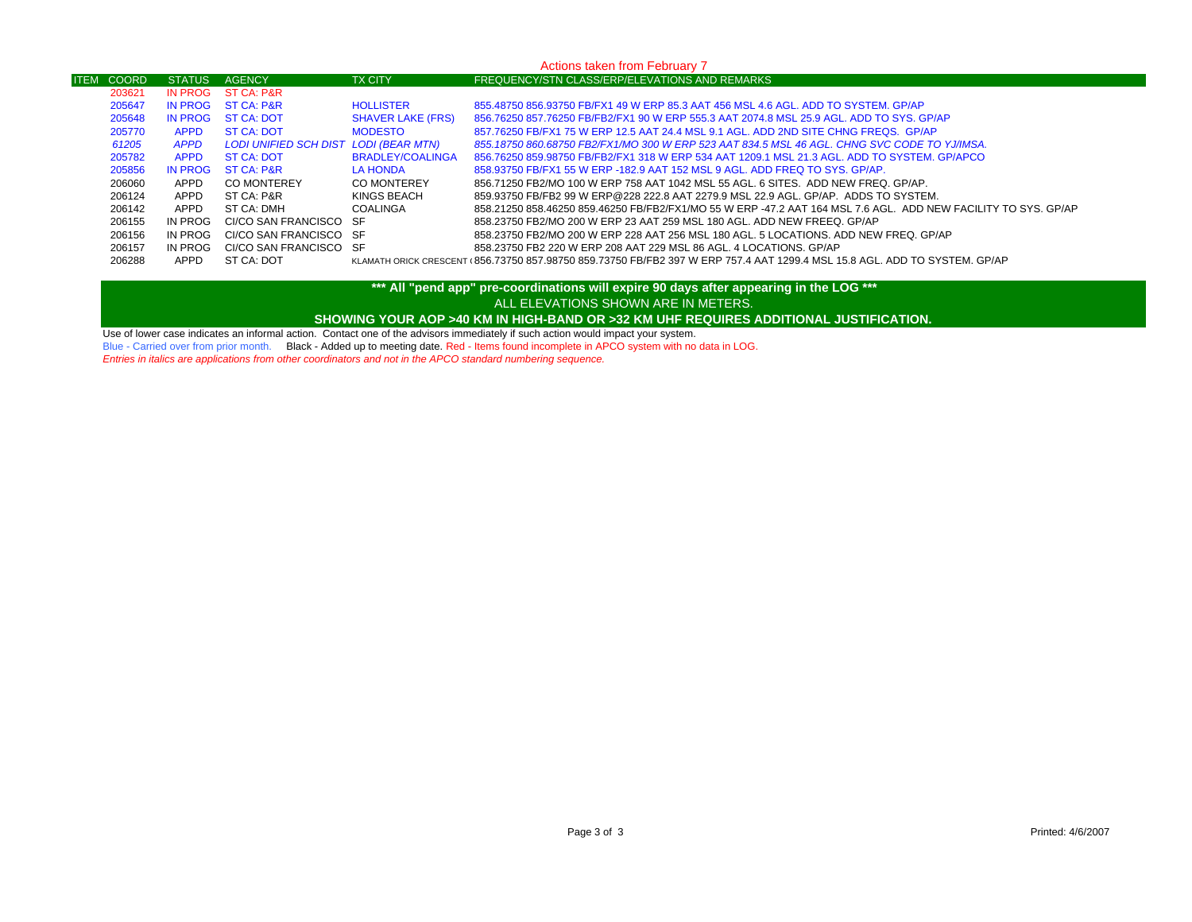Actions taken from February 7

| ITEM | COORD | STATUS | AGENCY | TX CITY | FREQUENCY/STN CLASS/ERP/ELEVATIONS AND REMARKS |
|---|---|---|---|---|---|
| | 203621 | IN PROG | ST CA: P&R | | |
| | 205647 | IN PROG | ST CA: P&R | HOLLISTER | 855.48750 856.93750 FB/FX1 49 W ERP 85.3 AAT 456 MSL 4.6 AGL. ADD TO SYSTEM. GP/AP |
| | 205648 | IN PROG | ST CA: DOT | SHAVER LAKE (FRS) | 856.76250 857.76250 FB/FB2/FX1 90 W ERP 555.3 AAT 2074.8 MSL 25.9 AGL. ADD TO SYS. GP/AP |
| | 205770 | APPD | ST CA: DOT | MODESTO | 857.76250 FB/FX1 75 W ERP 12.5 AAT 24.4 MSL 9.1 AGL. ADD 2ND SITE CHNG FREQS. GP/AP |
| | *61205* | *APPD* | *LODI UNIFIED SCH DIST* | *LODI (BEAR MTN)* | *855.18750 860.68750 FB2/FX1/MO 300 W ERP 523 AAT 834.5 MSL 46 AGL. CHNG SVC CODE TO YJ/IMSA.* |
| | 205782 | APPD | ST CA: DOT | BRADLEY/COALINGA | 856.76250 859.98750 FB/FB2/FX1 318 W ERP 534 AAT 1209.1 MSL 21.3 AGL. ADD TO SYSTEM. GP/APCO |
| | 205856 | IN PROG | ST CA: P&R | LA HONDA | 858.93750 FB/FX1 55 W ERP -182.9 AAT 152 MSL 9 AGL. ADD FREQ TO SYS. GP/AP. |
| | 206060 | APPD | CO MONTEREY | CO MONTEREY | 856.71250 FB2/MO 100 W ERP 758 AAT 1042 MSL 55 AGL. 6 SITES. ADD NEW FREQ. GP/AP. |
| | 206124 | APPD | ST CA: P&R | KINGS BEACH | 859.93750 FB/FB2 99 W ERP@228 222.8 AAT 2279.9 MSL 22.9 AGL. GP/AP. ADDS TO SYSTEM. |
| | 206142 | APPD | ST CA: DMH | COALINGA | 858.21250 858.46250 859.46250 FB/FB2/FX1/MO 55 W ERP -47.2 AAT 164 MSL 7.6 AGL. ADD NEW FACILITY TO SYS. GP/AP |
| | 206155 | IN PROG | CI/CO SAN FRANCISCO | SF | 858.23750 FB2/MO 200 W ERP 23 AAT 259 MSL 180 AGL. ADD NEW FREEQ. GP/AP |
| | 206156 | IN PROG | CI/CO SAN FRANCISCO | SF | 858.23750 FB2/MO 200 W ERP 228 AAT 256 MSL 180 AGL. 5 LOCATIONS. ADD NEW FREQ. GP/AP |
| | 206157 | IN PROG | CI/CO SAN FRANCISCO | SF | 858.23750 FB2 220 W ERP 208 AAT 229 MSL 86 AGL. 4 LOCATIONS. GP/AP |
| | 206288 | APPD | ST CA: DOT | KLAMATH ORICK CRESCENT ( | 856.73750 857.98750 859.73750 FB/FB2 397 W ERP 757.4 AAT 1299.4 MSL 15.8 AGL. ADD TO SYSTEM. GP/AP |

**\*\*\* All "pend app" pre-coordinations will expire 90 days after appearing in the LOG \*\*\***

ALL ELEVATIONS SHOWN ARE IN METERS.

**SHOWING YOUR AOP >40 KM IN HIGH-BAND OR >32 KM UHF REQUIRES ADDITIONAL JUSTIFICATION.**

Use of lower case indicates an informal action. Contact one of the advisors immediately if such action would impact your system.

Blue - Carried over from prior month. Black - Added up to meeting date. Red - Items found incomplete in APCO system with no data in LOG.

*Entries in italics are applications from other coordinators and not in the APCO standard numbering sequence.*

Printed: 4/6/2007